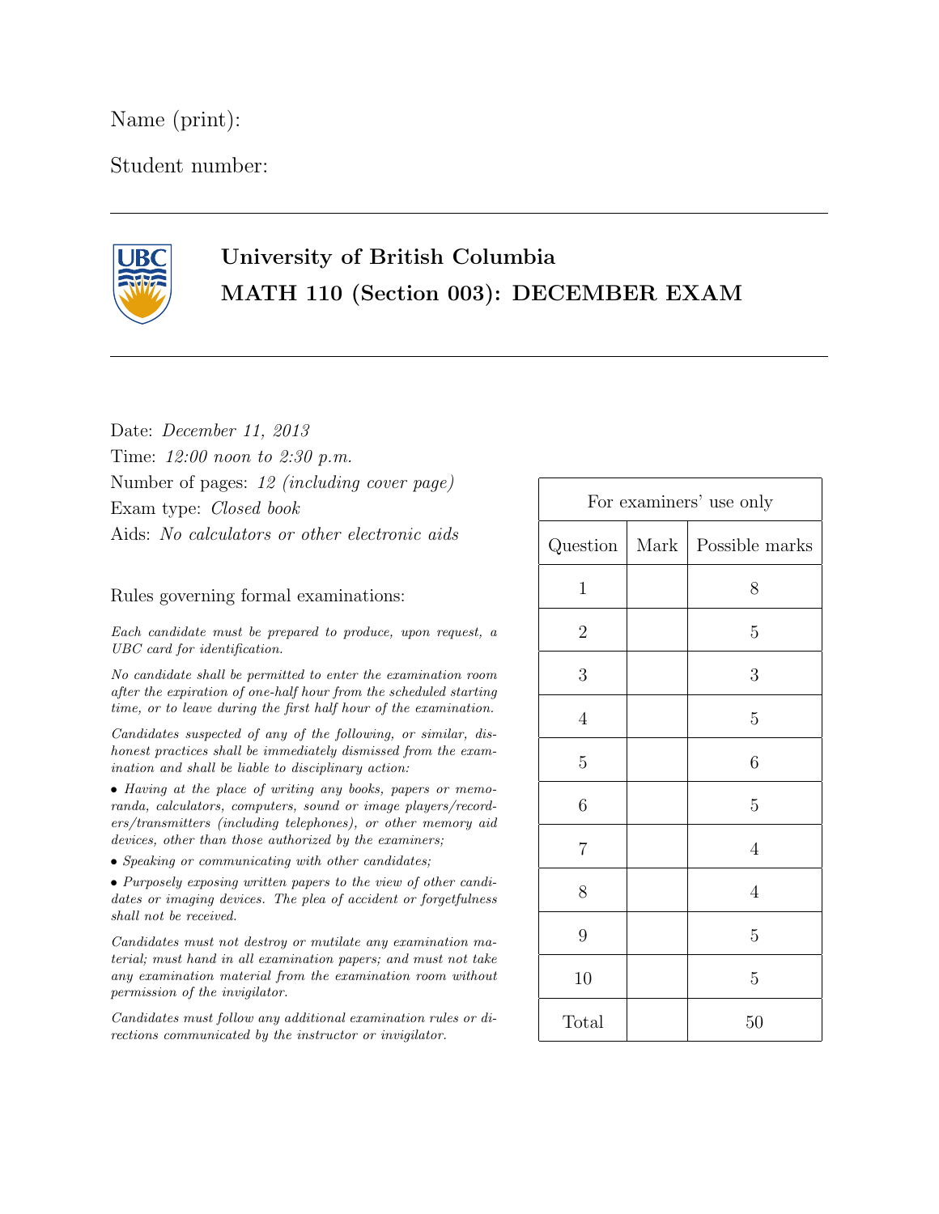Name (print):

Student number:

---

**University of British Columbia**

**MATH 110 (Section 003): DECEMBER EXAM**

---

Date: *December 11, 2013*

Time: *12:00 noon to 2:30 p.m.*

Number of pages: *12 (including cover page)*

Exam type: *Closed book*

Aids: *No calculators or other electronic aids*

Rules governing formal examinations:

*Each candidate must be prepared to produce, upon request, a UBC card for identification.*

*No candidate shall be permitted to enter the examination room after the expiration of one-half hour from the scheduled starting time, or to leave during the first half hour of the examination.*

*Candidates suspected of any of the following, or similar, dishonest practices shall be immediately dismissed from the examination and shall be liable to disciplinary action:*

- *Having at the place of writing any books, papers or memoranda, calculators, computers, sound or image players/recorders/transmitters (including telephones), or other memory aid devices, other than those authorized by the examiners;*
- *Speaking or communicating with other candidates;*
- *Purposely exposing written papers to the view of other candidates or imaging devices. The plea of accident or forgetfulness shall not be received.*

*Candidates must not destroy or mutilate any examination material; must hand in all examination papers; and must not take any examination material from the examination room without permission of the invigilator.*

*Candidates must follow any additional examination rules or directions communicated by the instructor or invigilator.*

| For examiners' use only | | |
|---|---|---|
| Question | Mark | Possible marks |
| 1 | | 8 |
| 2 | | 5 |
| 3 | | 3 |
| 4 | | 5 |
| 5 | | 6 |
| 6 | | 5 |
| 7 | | 4 |
| 8 | | 4 |
| 9 | | 5 |
| 10 | | 5 |
| Total | | 50 |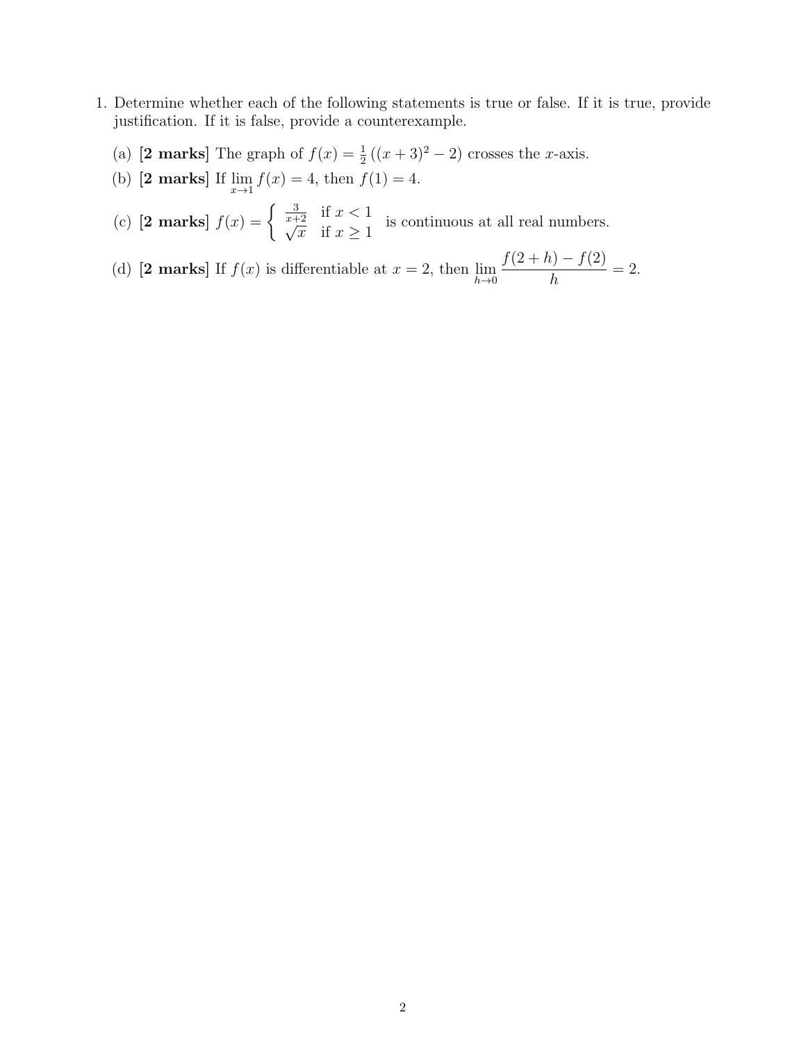1. Determine whether each of the following statements is true or false. If it is true, provide justification. If it is false, provide a counterexample.

   (a) **[2 marks]** The graph of $f(x) = \frac{1}{2}\left((x+3)^2 - 2\right)$ crosses the $x$-axis.

   (b) **[2 marks]** If $\lim_{x \to 1} f(x) = 4$, then $f(1) = 4$.

   (c) **[2 marks]** $f(x) = \begin{cases} \frac{3}{x+2} & \text{if } x < 1 \\ \sqrt{x} & \text{if } x \geq 1 \end{cases}$ is continuous at all real numbers.

   (d) **[2 marks]** If $f(x)$ is differentiable at $x = 2$, then $\lim_{h \to 0} \dfrac{f(2+h) - f(2)}{h} = 2$.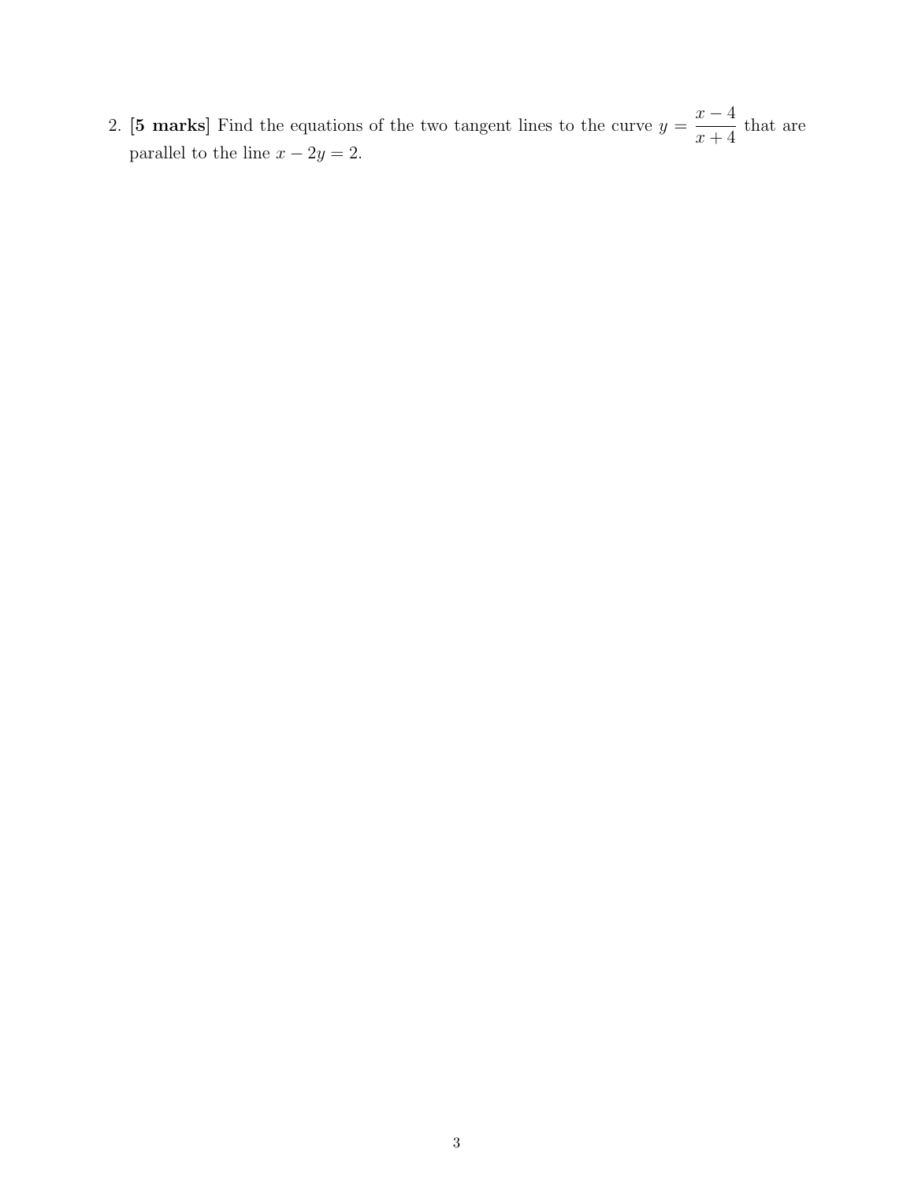2. **[5 marks]** Find the equations of the two tangent lines to the curve $y = \dfrac{x-4}{x+4}$ that are parallel to the line $x - 2y = 2$.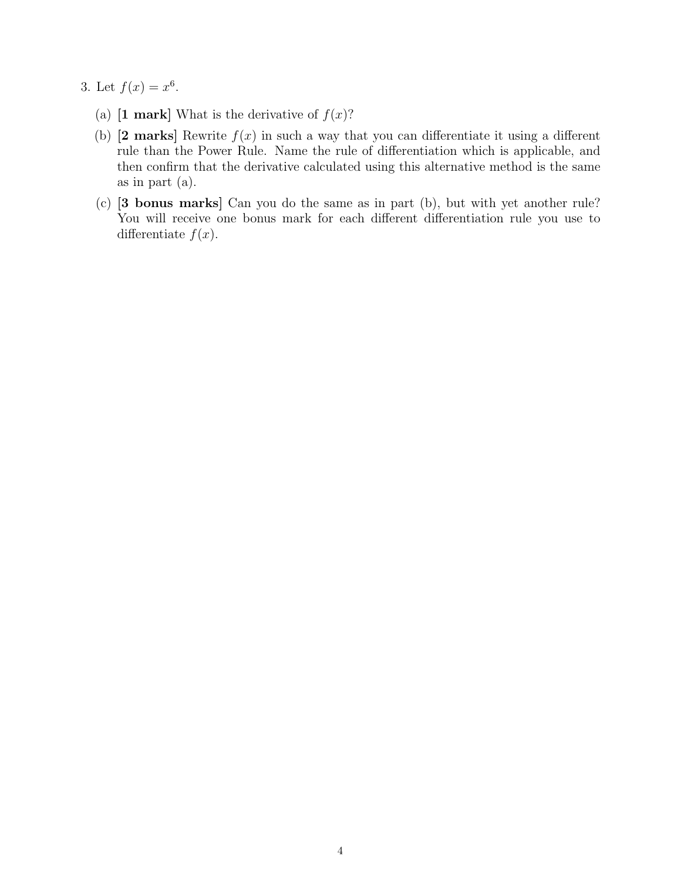3. Let $f(x) = x^6$.

   (a) **[1 mark]** What is the derivative of $f(x)$?

   (b) **[2 marks]** Rewrite $f(x)$ in such a way that you can differentiate it using a different rule than the Power Rule. Name the rule of differentiation which is applicable, and then confirm that the derivative calculated using this alternative method is the same as in part (a).

   (c) **[3 bonus marks]** Can you do the same as in part (b), but with yet another rule? You will receive one bonus mark for each different differentiation rule you use to differentiate $f(x)$.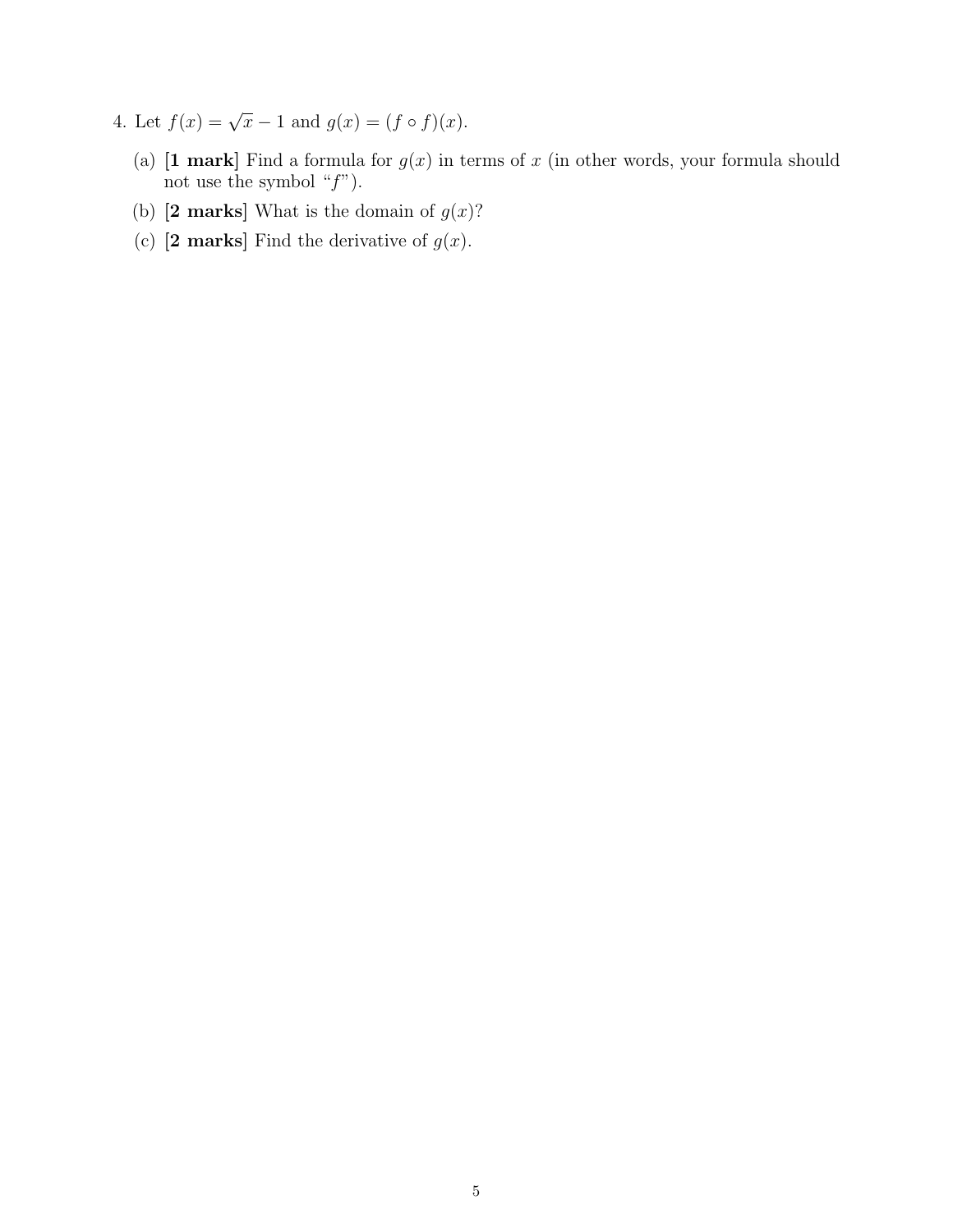4. Let $f(x) = \sqrt{x} - 1$ and $g(x) = (f \circ f)(x)$.

   (a) **[1 mark]** Find a formula for $g(x)$ in terms of $x$ (in other words, your formula should not use the symbol "$f$").

   (b) **[2 marks]** What is the domain of $g(x)$?

   (c) **[2 marks]** Find the derivative of $g(x)$.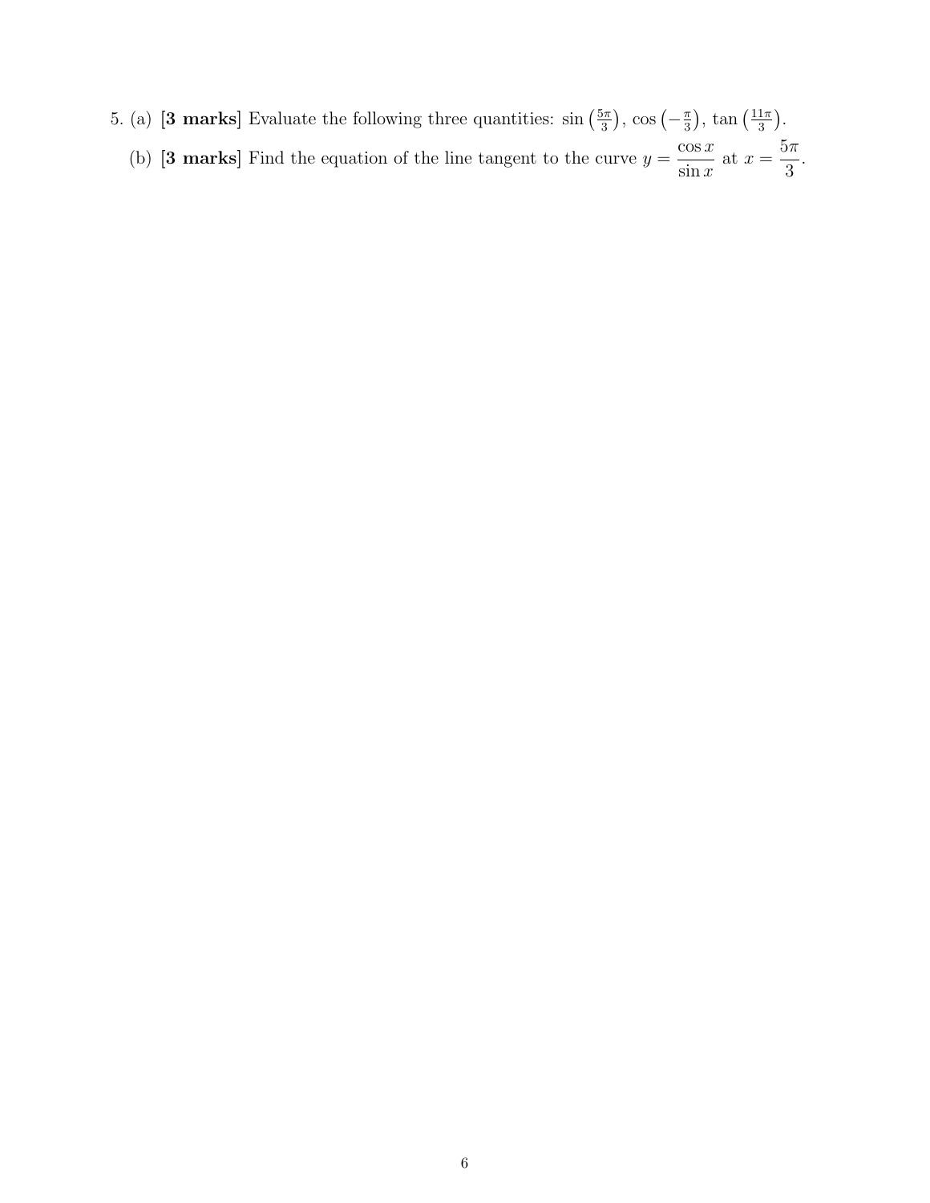5. (a) **[3 marks]** Evaluate the following three quantities: $\sin\left(\frac{5\pi}{3}\right)$, $\cos\left(-\frac{\pi}{3}\right)$, $\tan\left(\frac{11\pi}{3}\right)$.

   (b) **[3 marks]** Find the equation of the line tangent to the curve $y = \dfrac{\cos x}{\sin x}$ at $x = \dfrac{5\pi}{3}$.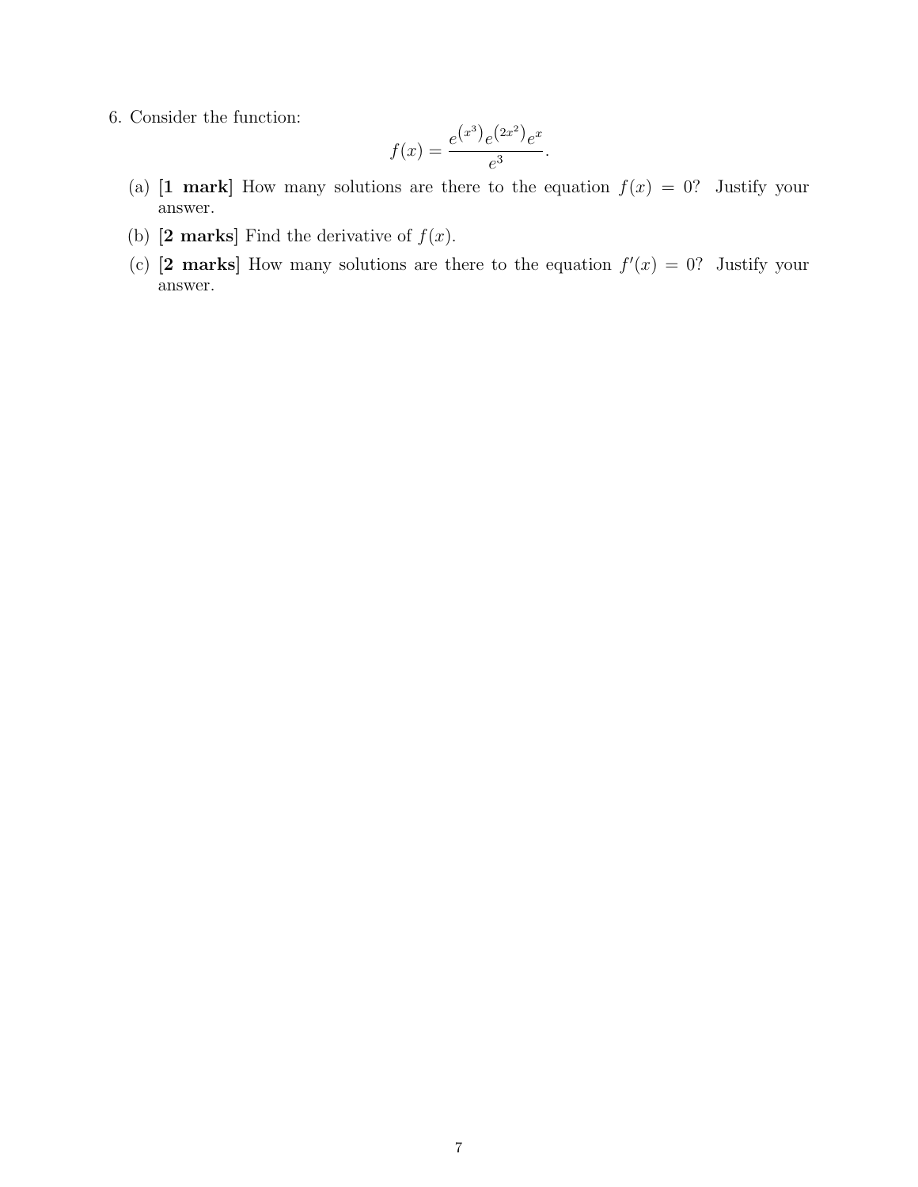6. Consider the function:

$$f(x) = \frac{e^{\left(x^3\right)}e^{\left(2x^2\right)}e^x}{e^3}.$$

(a) **[1 mark]** How many solutions are there to the equation $f(x) = 0$? Justify your answer.

(b) **[2 marks]** Find the derivative of $f(x)$.

(c) **[2 marks]** How many solutions are there to the equation $f'(x) = 0$? Justify your answer.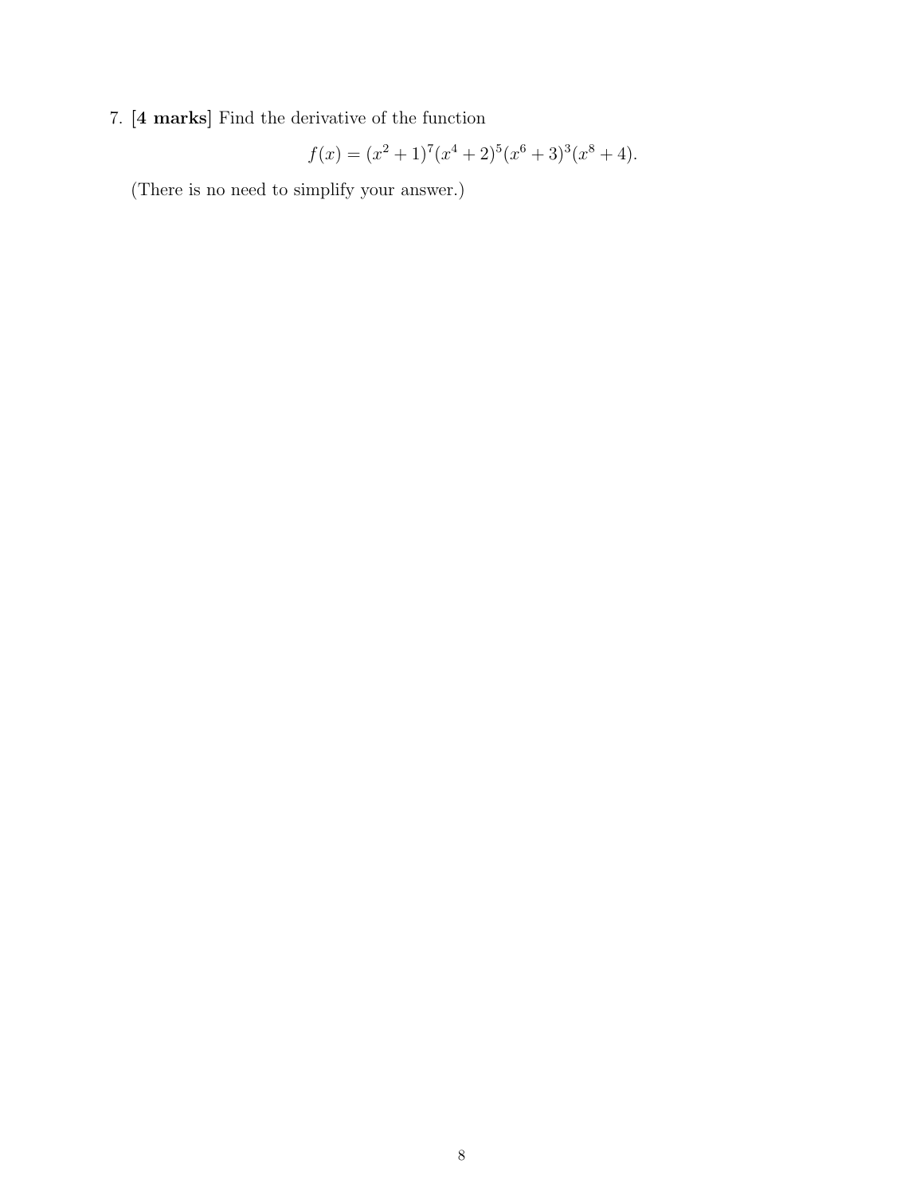7. **[4 marks]** Find the derivative of the function

$$f(x) = (x^2 + 1)^7 (x^4 + 2)^5 (x^6 + 3)^3 (x^8 + 4).$$

(There is no need to simplify your answer.)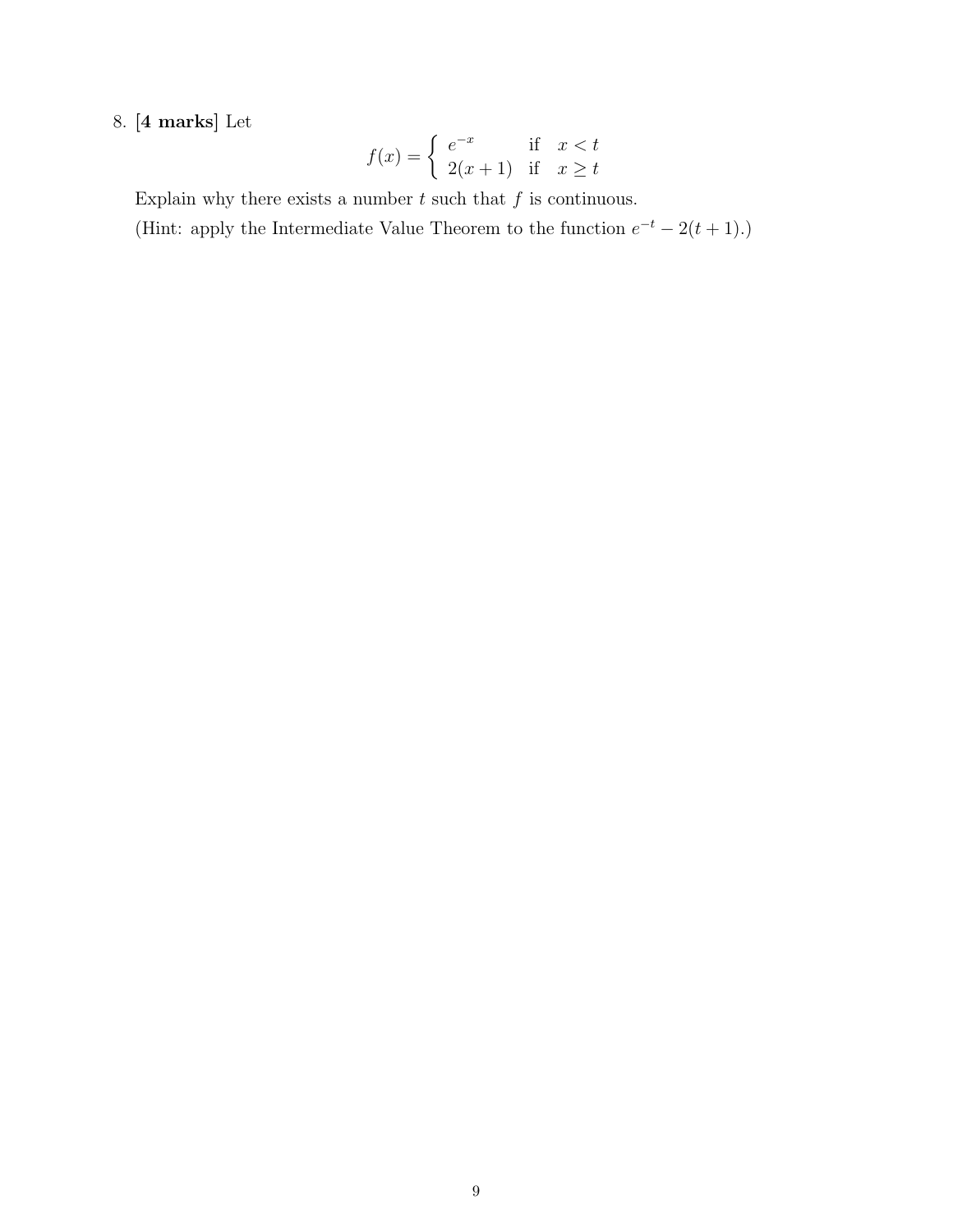8. **[4 marks]** Let

$$f(x) = \begin{cases} e^{-x} & \text{if} \quad x < t \\ 2(x+1) & \text{if} \quad x \geq t \end{cases}$$

Explain why there exists a number $t$ such that $f$ is continuous.

(Hint: apply the Intermediate Value Theorem to the function $e^{-t} - 2(t+1)$.)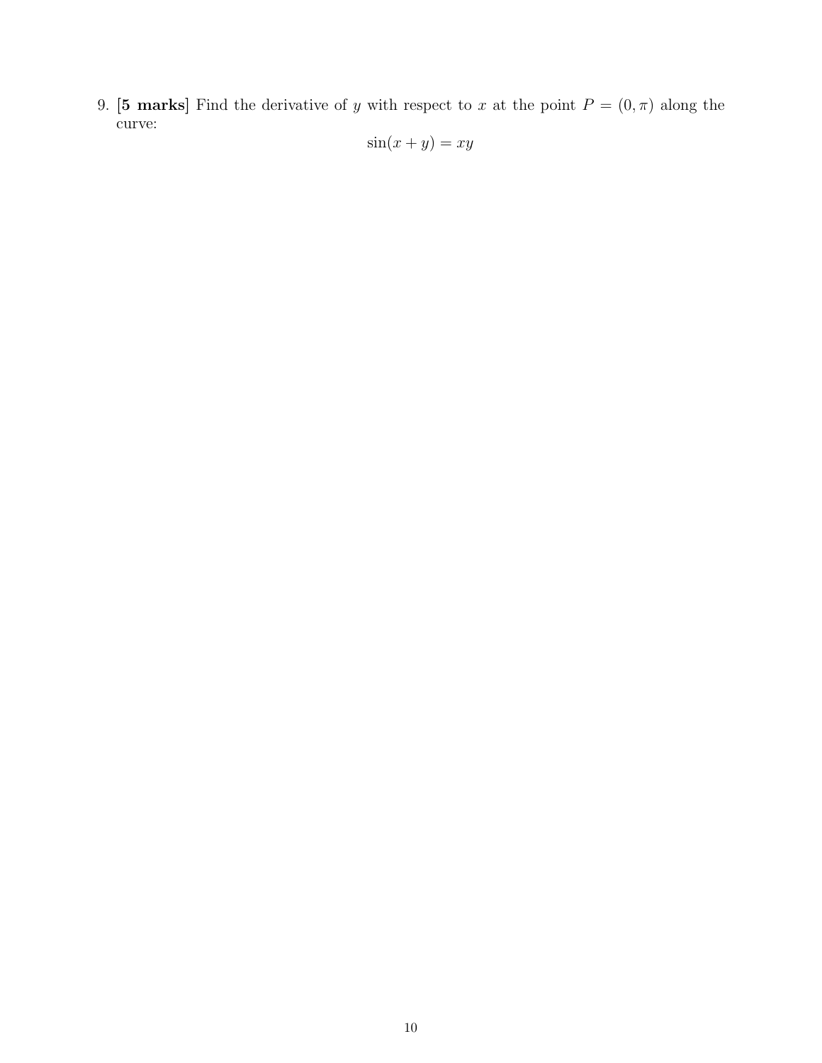9. **[5 marks]** Find the derivative of $y$ with respect to $x$ at the point $P = (0, \pi)$ along the curve:

$$\sin(x + y) = xy$$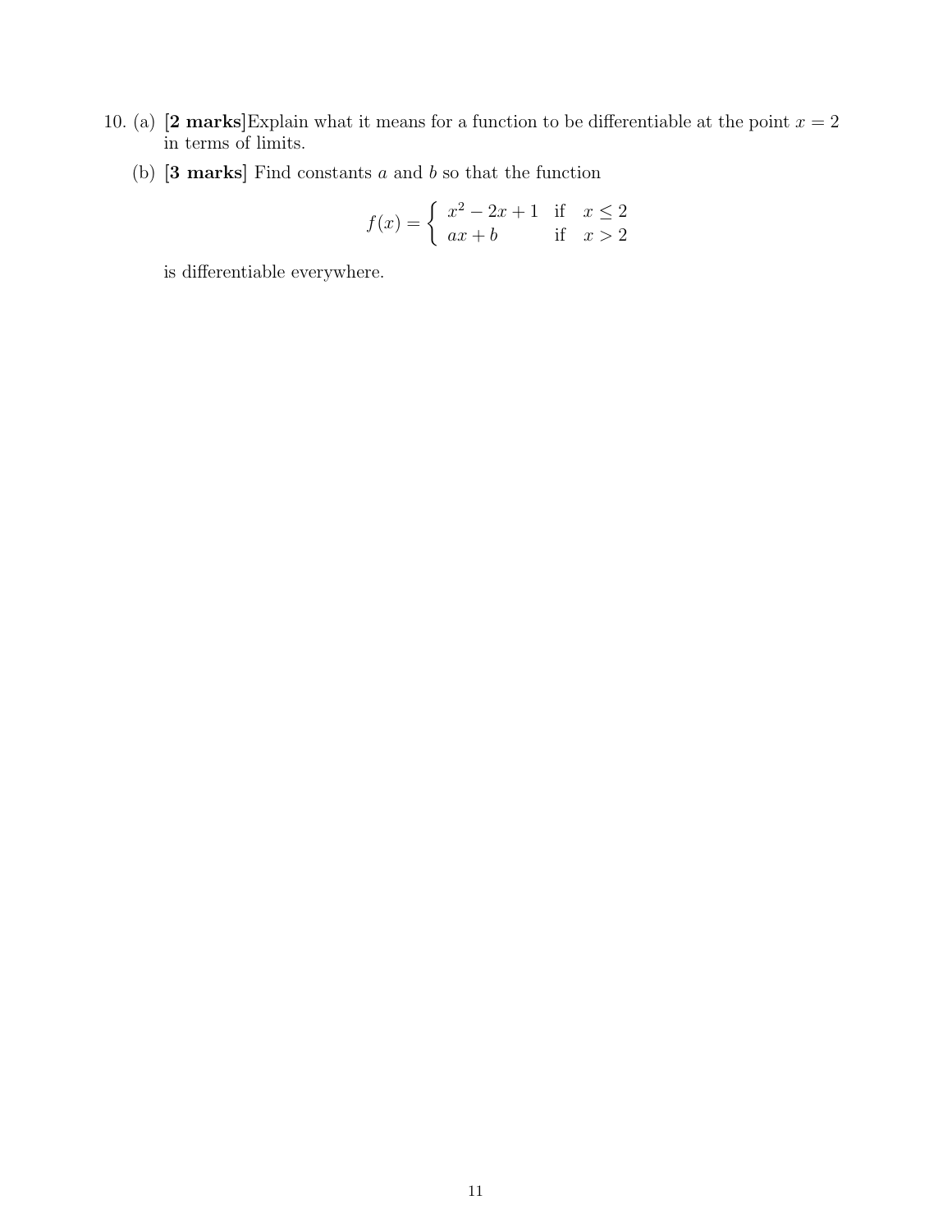10. (a) **[2 marks]**Explain what it means for a function to be differentiable at the point $x = 2$ in terms of limits.

    (b) **[3 marks]** Find constants $a$ and $b$ so that the function

$$f(x) = \begin{cases} x^2 - 2x + 1 & \text{if} \quad x \leq 2 \\ ax + b & \text{if} \quad x > 2 \end{cases}$$

    is differentiable everywhere.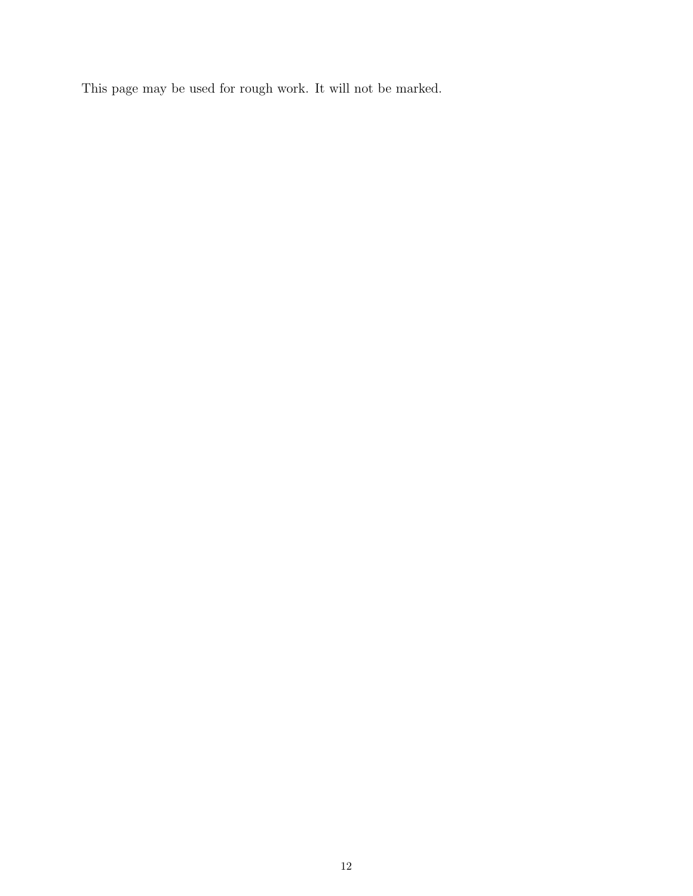This page may be used for rough work. It will not be marked.